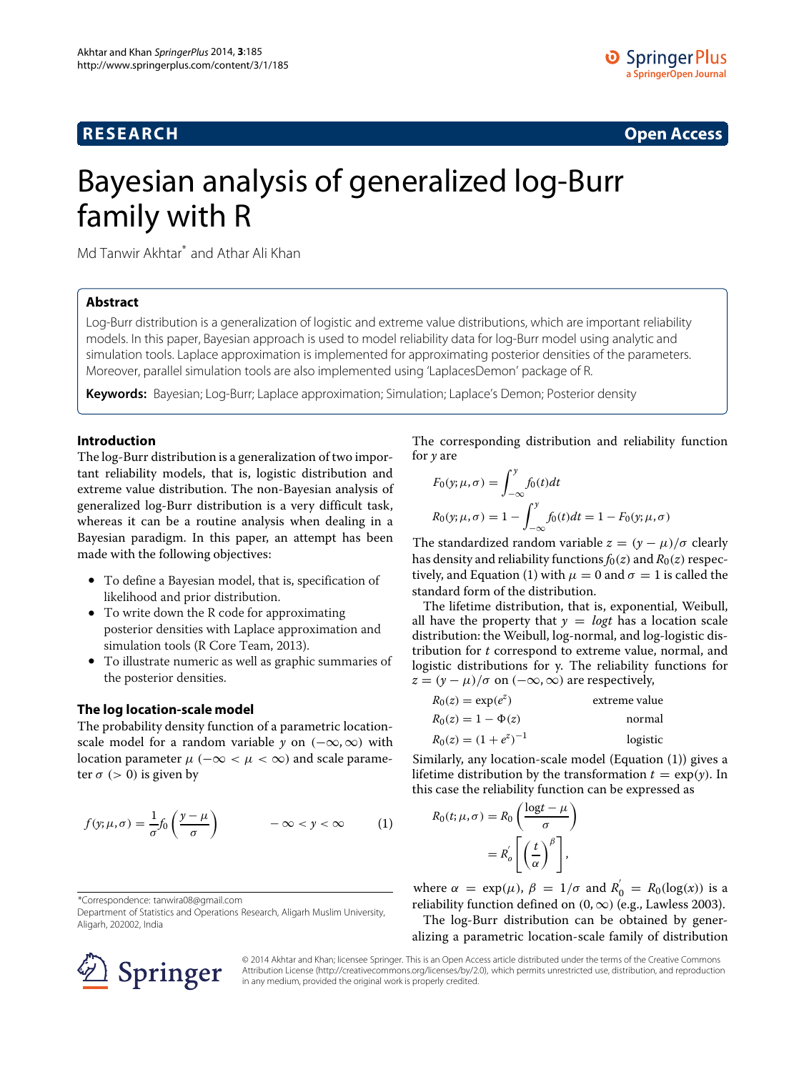RESEARCH Open Access

# Bayesian analysis of generalized log-Burr family with R

Md Tanwir Akhtar* and Athar Ali Khan

## Abstract

Log-Burr distribution is a generalization of logistic and extreme value distributions, which are important reliability models. In this paper, Bayesian approach is used to model reliability data for log-Burr model using analytic and simulation tools. Laplace approximation is implemented for approximating posterior densities of the parameters. Moreover, parallel simulation tools are also implemented using 'LaplacesDemon' package of R.

**Keywords:** Bayesian; Log-Burr; Laplace approximation; Simulation; Laplace's Demon; Posterior density

## Introduction

The log-Burr distribution is a generalization of two important reliability models, that is, logistic distribution and extreme value distribution. The non-Bayesian analysis of generalized log-Burr distribution is a very difficult task, whereas it can be a routine analysis when dealing in a Bayesian paradigm. In this paper, an attempt has been made with the following objectives:

- To define a Bayesian model, that is, specification of likelihood and prior distribution.
- To write down the R code for approximating posterior densities with Laplace approximation and simulation tools (R Core Team, 2013).
- To illustrate numeric as well as graphic summaries of the posterior densities.

## The log location-scale model

The probability density function of a parametric location-scale model for a random variable $y$ on $(-\infty, \infty)$ with location parameter $\mu$ $(-\infty < \mu < \infty)$ and scale parameter $\sigma$ $(> 0)$ is given by

$$f(y;\mu,\sigma) = \frac{1}{\sigma} f_0\left(\frac{y-\mu}{\sigma}\right) \qquad -\infty < y < \infty \qquad (1)$$

The corresponding distribution and reliability function for $y$ are

$$F_0(y;\mu,\sigma) = \int_{-\infty}^{y} f_0(t)dt$$

$$R_0(y;\mu,\sigma) = 1 - \int_{-\infty}^{y} f_0(t)dt = 1 - F_0(y;\mu,\sigma)$$

The standardized random variable $z = (y-\mu)/\sigma$ clearly has density and reliability functions $f_0(z)$ and $R_0(z)$ respectively, and Equation (1) with $\mu = 0$ and $\sigma = 1$ is called the standard form of the distribution.

The lifetime distribution, that is, exponential, Weibull, all have the property that $y = logt$ has a location scale distribution: the Weibull, log-normal, and log-logistic distribution for $t$ correspond to extreme value, normal, and logistic distributions for y. The reliability functions for $z = (y-\mu)/\sigma$ on $(-\infty, \infty)$ are respectively,

$$R_0(z) = \exp(e^z) \qquad \text{extreme value}$$

$$R_0(z) = 1 - \Phi(z) \qquad \text{normal}$$

$$R_0(z) = (1+e^z)^{-1} \qquad \text{logistic}$$

Similarly, any location-scale model (Equation (1)) gives a lifetime distribution by the transformation $t = \exp(y)$. In this case the reliability function can be expressed as

$$R_0(t;\mu,\sigma) = R_0\left(\frac{\log t - \mu}{\sigma}\right) = R_o'\left[\left(\frac{t}{\alpha}\right)^{\beta}\right],$$

where $\alpha = \exp(\mu)$, $\beta = 1/\sigma$ and $R_0' = R_0(\log(x))$ is a reliability function defined on $(0, \infty)$ (e.g., Lawless 2003).

The log-Burr distribution can be obtained by generalizing a parametric location-scale family of distribution

*Correspondence: tanwira08@gmail.com
Department of Statistics and Operations Research, Aligarh Muslim University, Aligarh, 202002, India

© 2014 Akhtar and Khan; licensee Springer. This is an Open Access article distributed under the terms of the Creative Commons Attribution License (http://creativecommons.org/licenses/by/2.0), which permits unrestricted use, distribution, and reproduction in any medium, provided the original work is properly credited.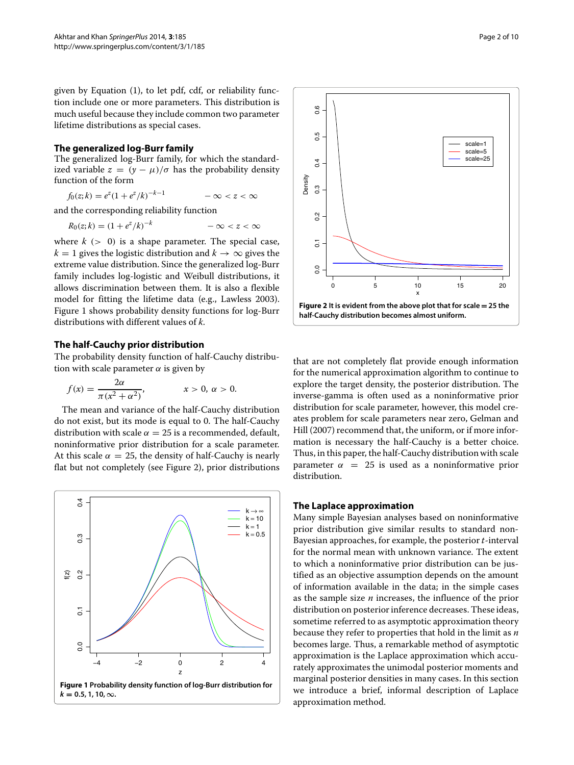given by Equation (1), to let pdf, cdf, or reliability function include one or more parameters. This distribution is much useful because they include common two parameter lifetime distributions as special cases.

### The generalized log-Burr family

The generalized log-Burr family, for which the standardized variable $z = (y - \mu)/\sigma$ has the probability density function of the form

$$f_0(z;k) = e^z(1 + e^z/k)^{-k-1} \qquad -\infty < z < \infty$$

and the corresponding reliability function

$$R_0(z;k) = (1 + e^z/k)^{-k} \qquad -\infty < z < \infty$$

where $k$ ($>$ 0) is a shape parameter. The special case, $k = 1$ gives the logistic distribution and $k \to \infty$ gives the extreme value distribution. Since the generalized log-Burr family includes log-logistic and Weibull distributions, it allows discrimination between them. It is also a flexible model for fitting the lifetime data (e.g., Lawless 2003). Figure 1 shows probability density functions for log-Burr distributions with different values of $k$.

### The half-Cauchy prior distribution

The probability density function of half-Cauchy distribution with scale parameter $\alpha$ is given by

$$f(x) = \frac{2\alpha}{\pi(x^2 + \alpha^2)}, \qquad x > 0,\ \alpha > 0.$$

The mean and variance of the half-Cauchy distribution do not exist, but its mode is equal to 0. The half-Cauchy distribution with scale $\alpha = 25$ is a recommended, default, noninformative prior distribution for a scale parameter. At this scale $\alpha = 25$, the density of half-Cauchy is nearly flat but not completely (see Figure 2), prior distributions that are not completely flat provide enough information for the numerical approximation algorithm to continue to explore the target density, the posterior distribution. The inverse-gamma is often used as a noninformative prior distribution for scale parameter, however, this model creates problem for scale parameters near zero, Gelman and Hill (2007) recommend that, the uniform, or if more information is necessary the half-Cauchy is a better choice. Thus, in this paper, the half-Cauchy distribution with scale parameter $\alpha = 25$ is used as a noninformative prior distribution.

**Figure 1** Probability density function of log-Burr distribution for $k = 0.5, 1, 10, \infty$.

**Figure 2** It is evident from the above plot that for scale = 25 the half-Cauchy distribution becomes almost uniform.

### The Laplace approximation

Many simple Bayesian analyses based on noninformative prior distribution give similar results to standard non-Bayesian approaches, for example, the posterior $t$-interval for the normal mean with unknown variance. The extent to which a noninformative prior distribution can be justified as an objective assumption depends on the amount of information available in the data; in the simple cases as the sample size $n$ increases, the influence of the prior distribution on posterior inference decreases. These ideas, sometime referred to as asymptotic approximation theory because they refer to properties that hold in the limit as $n$ becomes large. Thus, a remarkable method of asymptotic approximation is the Laplace approximation which accurately approximates the unimodal posterior moments and marginal posterior densities in many cases. In this section we introduce a brief, informal description of Laplace approximation method.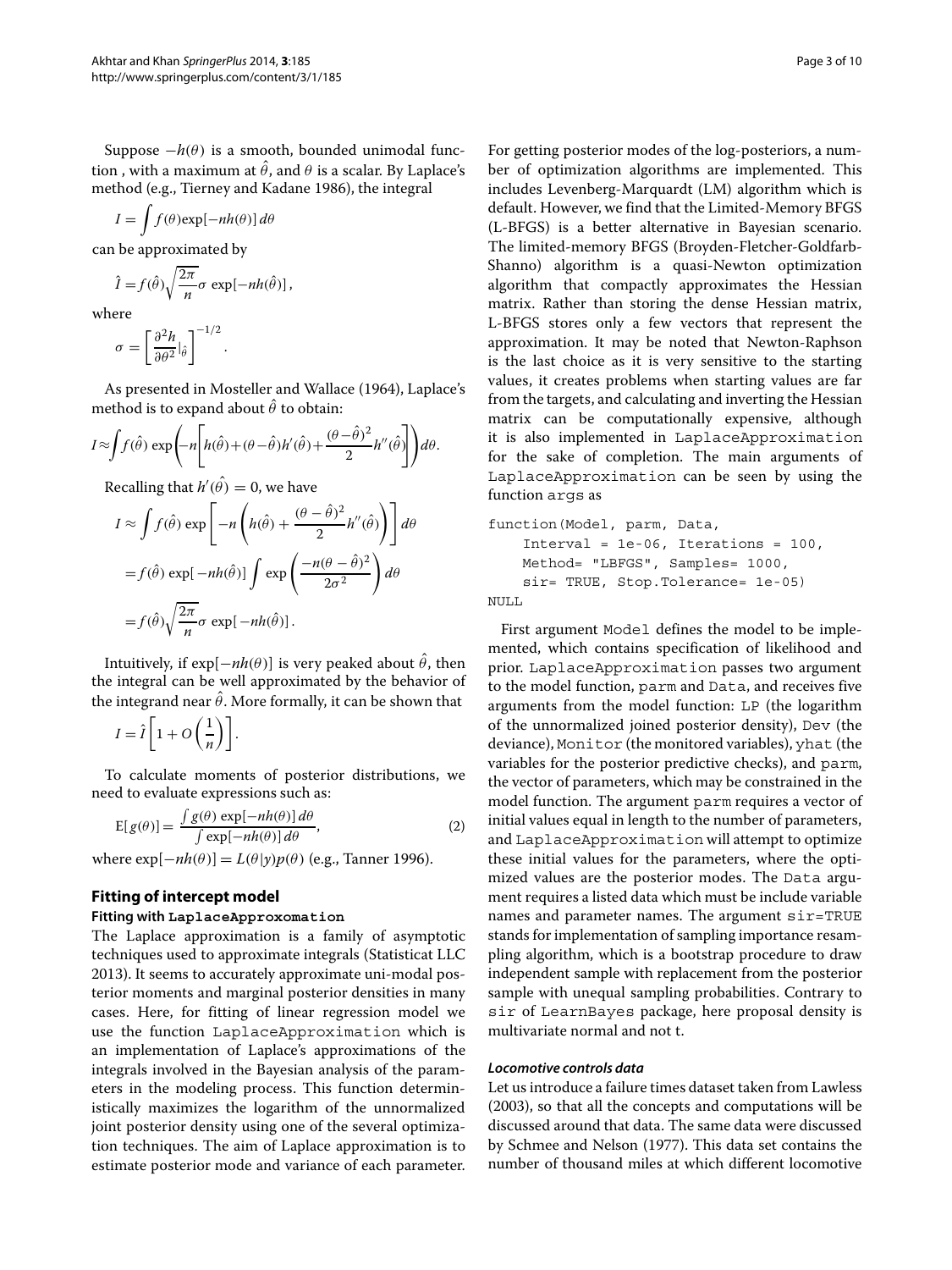Suppose $-h(\theta)$ is a smooth, bounded unimodal function, with a maximum at $\hat{\theta}$, and $\theta$ is a scalar. By Laplace's method (e.g., Tierney and Kadane 1986), the integral

$$I = \int f(\theta)\exp[-nh(\theta)]\,d\theta$$

can be approximated by

$$\hat{I} = f(\hat{\theta})\sqrt{\frac{2\pi}{n}}\sigma\ \exp[-nh(\hat{\theta})],$$

where

$$\sigma = \left[\frac{\partial^2 h}{\partial\theta^2}|_{\hat{\theta}}\right]^{-1/2}.$$

As presented in Mosteller and Wallace (1964), Laplace's method is to expand about $\hat{\theta}$ to obtain:

$$I \approx \int f(\hat{\theta})\ \exp\left(-n\left[h(\hat{\theta})+(\theta-\hat{\theta})h'(\hat{\theta})+\frac{(\theta-\hat{\theta})^2}{2}h''(\hat{\theta})\right]\right)d\theta.$$

Recalling that $h'(\hat{\theta}) = 0$, we have

$$\begin{aligned}
I &\approx \int f(\hat{\theta})\ \exp\left[-n\left(h(\hat{\theta}) + \frac{(\theta-\hat{\theta})^2}{2}h''(\hat{\theta})\right)\right]d\theta \\
&= f(\hat{\theta})\ \exp[-nh(\hat{\theta})]\int \exp\left(\frac{-n(\theta-\hat{\theta})^2}{2\sigma^2}\right)d\theta \\
&= f(\hat{\theta})\sqrt{\frac{2\pi}{n}}\sigma\ \exp[-nh(\hat{\theta})].
\end{aligned}$$

Intuitively, if $\exp[-nh(\theta)]$ is very peaked about $\hat{\theta}$, then the integral can be well approximated by the behavior of the integrand near $\hat{\theta}$. More formally, it can be shown that

$$I = \hat{I}\left[1 + O\left(\frac{1}{n}\right)\right].$$

To calculate moments of posterior distributions, we need to evaluate expressions such as:

$$\mathrm{E}[g(\theta)] = \frac{\int g(\theta)\ \exp[-nh(\theta)]\,d\theta}{\int \exp[-nh(\theta)]\,d\theta}, \tag{2}$$

where $\exp[-nh(\theta)] = L(\theta|y)p(\theta)$ (e.g., Tanner 1996).

## Fitting of intercept model

### Fitting with LaplaceApproxomation

The Laplace approximation is a family of asymptotic techniques used to approximate integrals (Statisticat LLC 2013). It seems to accurately approximate uni-modal posterior moments and marginal posterior densities in many cases. Here, for fitting of linear regression model we use the function `LaplaceApproximation` which is an implementation of Laplace's approximations of the integrals involved in the Bayesian analysis of the parameters in the modeling process. This function deterministically maximizes the logarithm of the unnormalized joint posterior density using one of the several optimization techniques. The aim of Laplace approximation is to estimate posterior mode and variance of each parameter. For getting posterior modes of the log-posteriors, a number of optimization algorithms are implemented. This includes Levenberg-Marquardt (LM) algorithm which is default. However, we find that the Limited-Memory BFGS (L-BFGS) is a better alternative in Bayesian scenario. The limited-memory BFGS (Broyden-Fletcher-Goldfarb-Shanno) algorithm is a quasi-Newton optimization algorithm that compactly approximates the Hessian matrix. Rather than storing the dense Hessian matrix, L-BFGS stores only a few vectors that represent the approximation. It may be noted that Newton-Raphson is the last choice as it is very sensitive to the starting values, it creates problems when starting values are far from the targets, and calculating and inverting the Hessian matrix can be computationally expensive, although it is also implemented in `LaplaceApproximation` for the sake of completion. The main arguments of `LaplaceApproximation` can be seen by using the function `args` as

```
function(Model, parm, Data,
    Interval = 1e-06, Iterations = 100,
    Method= "LBFGS", Samples= 1000,
    sir= TRUE, Stop.Tolerance= 1e-05)
NULL
```

First argument `Model` defines the model to be implemented, which contains specification of likelihood and prior. `LaplaceApproximation` passes two argument to the model function, `parm` and `Data`, and receives five arguments from the model function: `LP` (the logarithm of the unnormalized joined posterior density), `Dev` (the deviance), `Monitor` (the monitored variables), `yhat` (the variables for the posterior predictive checks), and `parm`, the vector of parameters, which may be constrained in the model function. The argument `parm` requires a vector of initial values equal in length to the number of parameters, and `LaplaceApproximation` will attempt to optimize these initial values for the parameters, where the optimized values are the posterior modes. The `Data` argument requires a listed data which must be include variable names and parameter names. The argument `sir=TRUE` stands for implementation of sampling importance resampling algorithm, which is a bootstrap procedure to draw independent sample with replacement from the posterior sample with unequal sampling probabilities. Contrary to `sir` of `LearnBayes` package, here proposal density is multivariate normal and not t.

#### *Locomotive controls data*

Let us introduce a failure times dataset taken from Lawless (2003), so that all the concepts and computations will be discussed around that data. The same data were discussed by Schmee and Nelson (1977). This data set contains the number of thousand miles at which different locomotive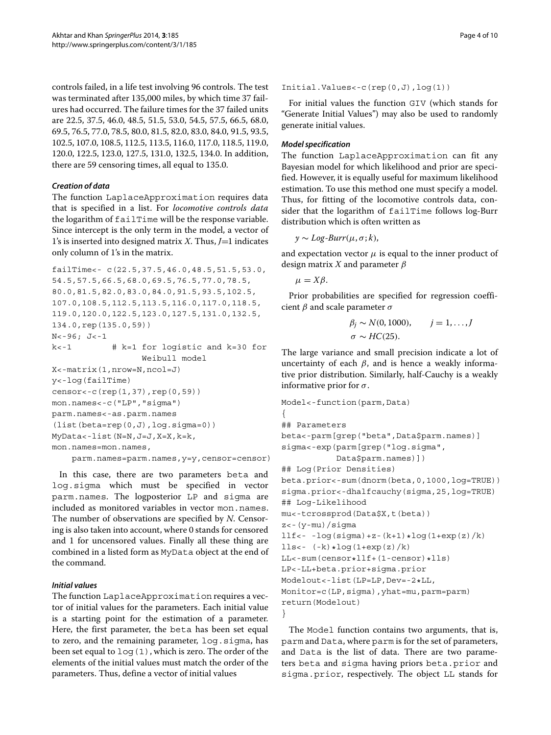controls failed, in a life test involving 96 controls. The test was terminated after 135,000 miles, by which time 37 failures had occurred. The failure times for the 37 failed units are 22.5, 37.5, 46.0, 48.5, 51.5, 53.0, 54.5, 57.5, 66.5, 68.0, 69.5, 76.5, 77.0, 78.5, 80.0, 81.5, 82.0, 83.0, 84.0, 91.5, 93.5, 102.5, 107.0, 108.5, 112.5, 113.5, 116.0, 117.0, 118.5, 119.0, 120.0, 122.5, 123.0, 127.5, 131.0, 132.5, 134.0. In addition, there are 59 censoring times, all equal to 135.0.

### *Creation of data*

The function `LaplaceApproximation` requires data that is specified in a list. For *locomotive controls data* the logarithm of `failTime` will be the response variable. Since intercept is the only term in the model, a vector of 1's is inserted into designed matrix $X$. Thus, $J$=1 indicates only column of 1's in the matrix.

```
failTime<- c(22.5,37.5,46.0,48.5,51.5,53.0,
54.5,57.5,66.5,68.0,69.5,76.5,77.0,78.5,
80.0,81.5,82.0,83.0,84.0,91.5,93.5,102.5,
107.0,108.5,112.5,113.5,116.0,117.0,118.5,
119.0,120.0,122.5,123.0,127.5,131.0,132.5,
134.0,rep(135.0,59))
N<-96; J<-1
k<-1        # k=1 for logistic and k=30 for
                  Weibull model
X<-matrix(1,nrow=N,ncol=J)
y<-log(failTime)
censor<-c(rep(1,37),rep(0,59))
mon.names<-c("LP","sigma")
parm.names<-as.parm.names
(list(beta=rep(0,J),log.sigma=0))
MyData<-list(N=N,J=J,X=X,k=k,
mon.names=mon.names,
    parm.names=parm.names,y=y,censor=censor)
```

In this case, there are two parameters `beta` and `log.sigma` which must be specified in vector `parm.names`. The logposterior `LP` and `sigma` are included as monitored variables in vector `mon.names`. The number of observations are specified by $N$. Censoring is also taken into account, where 0 stands for censored and 1 for uncensored values. Finally all these thing are combined in a listed form as `MyData` object at the end of the command.

### *Initial values*

The function `LaplaceApproximation` requires a vector of initial values for the parameters. Each initial value is a starting point for the estimation of a parameter. Here, the first parameter, the `beta` has been set equal to zero, and the remaining parameter, `log.sigma`, has been set equal to `log(1)`, which is zero. The order of the elements of the initial values must match the order of the parameters. Thus, define a vector of initial values

```
Initial.Values<-c(rep(0,J),log(1))
```

For initial values the function `GIV` (which stands for "Generate Initial Values") may also be used to randomly generate initial values.

### *Model specification*

The function `LaplaceApproximation` can fit any Bayesian model for which likelihood and prior are specified. However, it is equally useful for maximum likelihood estimation. To use this method one must specify a model. Thus, for fitting of the locomotive controls data, consider that the logarithm of `failTime` follows log-Burr distribution which is often written as

$$y \sim \textit{Log-Burr}(\mu, \sigma; k),$$

and expectation vector $\mu$ is equal to the inner product of design matrix $X$ and parameter $\beta$

$$\mu = X\beta.$$

Prior probabilities are specified for regression coefficient $\beta$ and scale parameter $\sigma$

$$\beta_j \sim N(0, 1000), \qquad j = 1, \ldots, J$$
$$\sigma \sim HC(25).$$

The large variance and small precision indicate a lot of uncertainty of each $\beta$, and is hence a weakly informative prior distribution. Similarly, half-Cauchy is a weakly informative prior for $\sigma$.

```
Model<-function(parm,Data)
{
## Parameters
beta<-parm[grep("beta",Data$parm.names)]
sigma<-exp(parm[grep("log.sigma",
          Data$parm.names)])
## Log(Prior Densities)
beta.prior<-sum(dnorm(beta,0,1000,log=TRUE))
sigma.prior<-dhalfcauchy(sigma,25,log=TRUE)
## Log-Likelihood
mu<-tcrossprod(Data$X,t(beta))
z<-(y-mu)/sigma
llf<- -log(sigma)+z-(k+1)*log(1+exp(z)/k)
lls<- (-k)*log(1+exp(z)/k)
LL<-sum(censor*llf+(1-censor)*lls)
LP<-LL+beta.prior+sigma.prior
Modelout<-list(LP=LP,Dev=-2*LL,
Monitor=c(LP,sigma),yhat=mu,parm=parm)
return(Modelout)
}
```

The `Model` function contains two arguments, that is, `parm` and `Data`, where `parm` is for the set of parameters, and `Data` is the list of data. There are two parameters `beta` and `sigma` having priors `beta.prior` and `sigma.prior`, respectively. The object `LL` stands for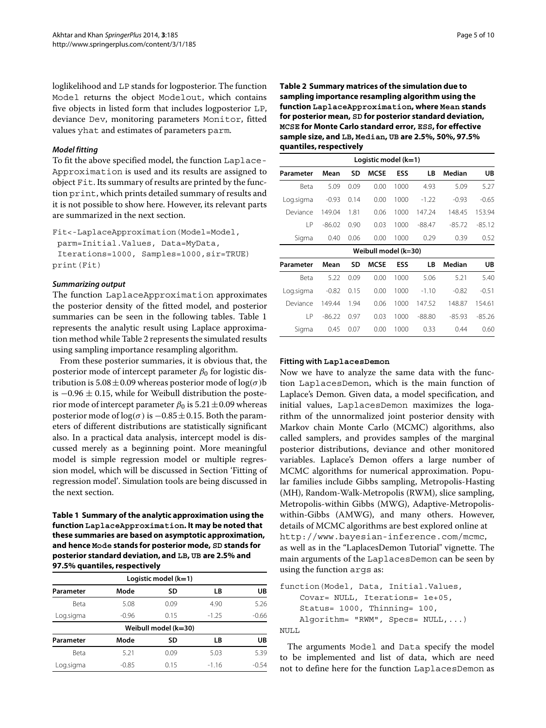loglikelihood and `LP` stands for logposterior. The function `Model` returns the object `Modelout`, which contains five objects in listed form that includes logposterior `LP`, deviance `Dev`, monitoring parameters `Monitor`, fitted values `yhat` and estimates of parameters `parm`.

#### *Model fitting*

To fit the above specified model, the function `LaplaceApproximation` is used and its results are assigned to object `Fit`. Its summary of results are printed by the function `print`, which prints detailed summary of results and it is not possible to show here. However, its relevant parts are summarized in the next section.

```
Fit<-LaplaceApproximation(Model=Model,
 parm=Initial.Values, Data=MyData,
 Iterations=1000, Samples=1000,sir=TRUE)
print(Fit)
```

#### *Summarizing output*

The function `LaplaceApproximation` approximates the posterior density of the fitted model, and posterior summaries can be seen in the following tables. Table 1 represents the analytic result using Laplace approximation method while Table 2 represents the simulated results using sampling importance resampling algorithm.

From these posterior summaries, it is obvious that, the posterior mode of intercept parameter $\beta_0$ for logistic distribution is $5.08 \pm 0.09$ whereas posterior mode of $\log(\sigma)$b is $-0.96 \pm 0.15$, while for Weibull distribution the posterior mode of intercept parameter $\beta_0$ is $5.21 \pm 0.09$ whereas posterior mode of $\log(\sigma)$ is $-0.85 \pm 0.15$. Both the parameters of different distributions are statistically significant also. In a practical data analysis, intercept model is discussed merely as a beginning point. More meaningful model is simple regression model or multiple regression model, which will be discussed in Section 'Fitting of regression model'. Simulation tools are being discussed in the next section.

**Table 1 Summary of the analytic approximation using the function `LaplaceApproximation`. It may be noted that these summaries are based on asymptotic approximation, and hence `Mode` stands for posterior mode, `SD` stands for posterior standard deviation, and `LB`, `UB` are 2.5% and 97.5% quantiles, respectively**

| Logistic model (k=1) | | | | |
|---|---|---|---|---|
| **Parameter** | **Mode** | **SD** | **LB** | **UB** |
| Beta | 5.08 | 0.09 | 4.90 | 5.26 |
| Log.sigma | -0.96 | 0.15 | -1.25 | -0.66 |
| **Weibull model (k=30)** | | | | |
| **Parameter** | **Mode** | **SD** | **LB** | **UB** |
| Beta | 5.21 | 0.09 | 5.03 | 5.39 |
| Log.sigma | -0.85 | 0.15 | -1.16 | -0.54 |

**Table 2 Summary matrices of the simulation due to sampling importance resampling algorithm using the function `LaplaceApproximation`, where `Mean` stands for posterior mean, `SD` for posterior standard deviation, `MCSE` for Monte Carlo standard error, `ESS`, for effective sample size, and `LB`, `Median`, `UB` are 2.5%, 50%, 97.5% quantiles, respectively**

| Logistic model (k=1) | | | | | | | |
|---|---|---|---|---|---|---|---|
| **Parameter** | **Mean** | **SD** | **MCSE** | **ESS** | **LB** | **Median** | **UB** |
| Beta | 5.09 | 0.09 | 0.00 | 1000 | 4.93 | 5.09 | 5.27 |
| Log.sigma | -0.93 | 0.14 | 0.00 | 1000 | -1.22 | -0.93 | -0.65 |
| Deviance | 149.04 | 1.81 | 0.06 | 1000 | 147.24 | 148.45 | 153.94 |
| LP | -86.02 | 0.90 | 0.03 | 1000 | -88.47 | -85.72 | -85.12 |
| Sigma | 0.40 | 0.06 | 0.00 | 1000 | 0.29 | 0.39 | 0.52 |
| **Weibull model (k=30)** | | | | | | | |
| **Parameter** | **Mean** | **SD** | **MCSE** | **ESS** | **LB** | **Median** | **UB** |
| Beta | 5.22 | 0.09 | 0.00 | 1000 | 5.06 | 5.21 | 5.40 |
| Log.sigma | -0.82 | 0.15 | 0.00 | 1000 | -1.10 | -0.82 | -0.51 |
| Deviance | 149.44 | 1.94 | 0.06 | 1000 | 147.52 | 148.87 | 154.61 |
| LP | -86.22 | 0.97 | 0.03 | 1000 | -88.80 | -85.93 | -85.26 |
| Sigma | 0.45 | 0.07 | 0.00 | 1000 | 0.33 | 0.44 | 0.60 |

### Fitting with `LaplacesDemon`

Now we have to analyze the same data with the function `LaplacesDemon`, which is the main function of Laplace's Demon. Given data, a model specification, and initial values, `LaplacesDemon` maximizes the logarithm of the unnormalized joint posterior density with Markov chain Monte Carlo (MCMC) algorithms, also called samplers, and provides samples of the marginal posterior distributions, deviance and other monitored variables. Laplace's Demon offers a large number of MCMC algorithms for numerical approximation. Popular families include Gibbs sampling, Metropolis-Hasting (MH), Random-Walk-Metropolis (RWM), slice sampling, Metropolis-within Gibbs (MWG), Adaptive-Metropolis-within-Gibbs (AMWG), and many others. However, details of MCMC algorithms are best explored online at http://www.bayesian-inference.com/mcmc, as well as in the "LaplacesDemon Tutorial" vignette. The main arguments of the `LaplacesDemon` can be seen by using the function `args` as:

```
function(Model, Data, Initial.Values,
    Covar= NULL, Iterations= 1e+05,
    Status= 1000, Thinning= 100,
    Algorithm= "RWM", Specs= NULL,...)
NULL
```

The arguments `Model` and `Data` specify the model to be implemented and list of data, which are need not to define here for the function `LaplacesDemon` as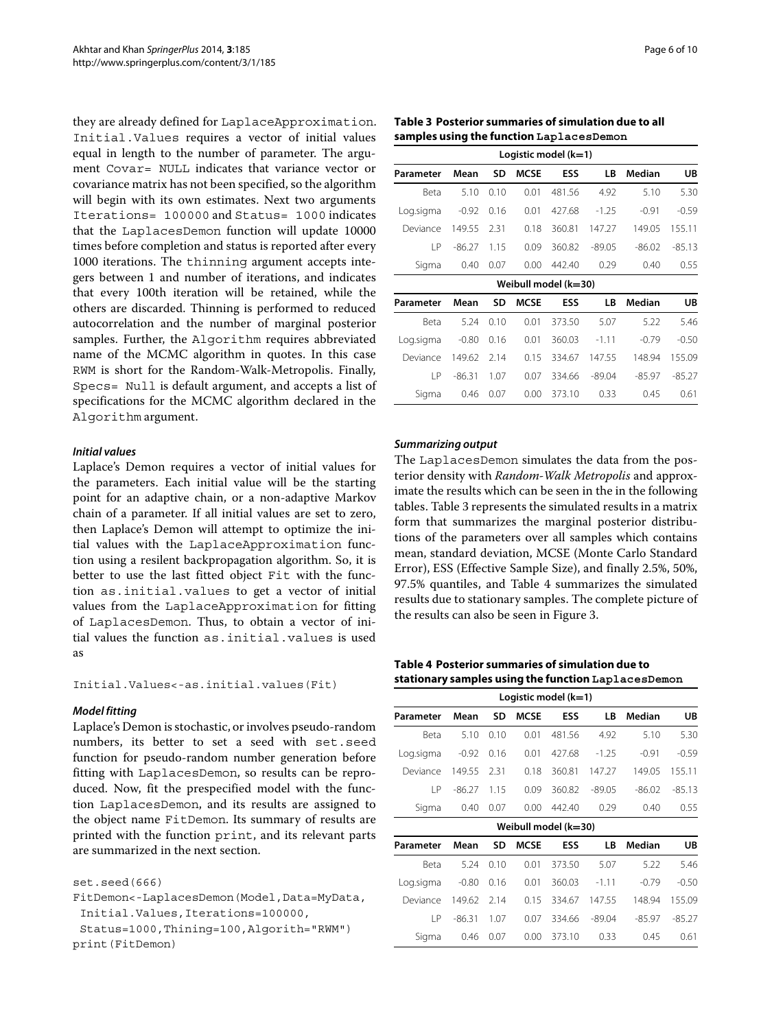they are already defined for LaplaceApproximation. Initial.Values requires a vector of initial values equal in length to the number of parameter. The argument Covar= NULL indicates that variance vector or covariance matrix has not been specified, so the algorithm will begin with its own estimates. Next two arguments Iterations= 100000 and Status= 1000 indicates that the LaplacesDemon function will update 10000 times before completion and status is reported after every 1000 iterations. The thinning argument accepts integers between 1 and number of iterations, and indicates that every 100th iteration will be retained, while the others are discarded. Thinning is performed to reduced autocorrelation and the number of marginal posterior samples. Further, the Algorithm requires abbreviated name of the MCMC algorithm in quotes. In this case RWM is short for the Random-Walk-Metropolis. Finally, Specs= Null is default argument, and accepts a list of specifications for the MCMC algorithm declared in the Algorithm argument.

### *Initial values*

Laplace's Demon requires a vector of initial values for the parameters. Each initial value will be the starting point for an adaptive chain, or a non-adaptive Markov chain of a parameter. If all initial values are set to zero, then Laplace's Demon will attempt to optimize the initial values with the LaplaceApproximation function using a resilent backpropagation algorithm. So, it is better to use the last fitted object Fit with the function as.initial.values to get a vector of initial values from the LaplaceApproximation for fitting of LaplacesDemon. Thus, to obtain a vector of initial values the function as.initial.values is used as

```
Initial.Values<-as.initial.values(Fit)
```

### *Model fitting*

Laplace's Demon is stochastic, or involves pseudo-random numbers, its better to set a seed with set.seed function for pseudo-random number generation before fitting with LaplacesDemon, so results can be reproduced. Now, fit the prespecified model with the function LaplacesDemon, and its results are assigned to the object name FitDemon. Its summary of results are printed with the function print, and its relevant parts are summarized in the next section.

```
set.seed(666)
FitDemon<-LaplacesDemon(Model,Data=MyData,
 Initial.Values,Iterations=100000,
 Status=1000,Thining=100,Algorith="RWM")
print(FitDemon)
```

**Table 3 Posterior summaries of simulation due to all samples using the function LaplacesDemon**

| Logistic model (k=1) | | | | | | | |
|---|---|---|---|---|---|---|---|
| **Parameter** | **Mean** | **SD** | **MCSE** | **ESS** | **LB** | **Median** | **UB** |
| Beta | 5.10 | 0.10 | 0.01 | 481.56 | 4.92 | 5.10 | 5.30 |
| Log.sigma | -0.92 | 0.16 | 0.01 | 427.68 | -1.25 | -0.91 | -0.59 |
| Deviance | 149.55 | 2.31 | 0.18 | 360.81 | 147.27 | 149.05 | 155.11 |
| LP | -86.27 | 1.15 | 0.09 | 360.82 | -89.05 | -86.02 | -85.13 |
| Sigma | 0.40 | 0.07 | 0.00 | 442.40 | 0.29 | 0.40 | 0.55 |
| **Weibull model (k=30)** | | | | | | | |
| **Parameter** | **Mean** | **SD** | **MCSE** | **ESS** | **LB** | **Median** | **UB** |
| Beta | 5.24 | 0.10 | 0.01 | 373.50 | 5.07 | 5.22 | 5.46 |
| Log.sigma | -0.80 | 0.16 | 0.01 | 360.03 | -1.11 | -0.79 | -0.50 |
| Deviance | 149.62 | 2.14 | 0.15 | 334.67 | 147.55 | 148.94 | 155.09 |
| LP | -86.31 | 1.07 | 0.07 | 334.66 | -89.04 | -85.97 | -85.27 |
| Sigma | 0.46 | 0.07 | 0.00 | 373.10 | 0.33 | 0.45 | 0.61 |

### *Summarizing output*

The LaplacesDemon simulates the data from the posterior density with *Random-Walk Metropolis* and approximate the results which can be seen in the in the following tables. Table 3 represents the simulated results in a matrix form that summarizes the marginal posterior distributions of the parameters over all samples which contains mean, standard deviation, MCSE (Monte Carlo Standard Error), ESS (Effective Sample Size), and finally 2.5%, 50%, 97.5% quantiles, and Table 4 summarizes the simulated results due to stationary samples. The complete picture of the results can also be seen in Figure 3.

**Table 4 Posterior summaries of simulation due to stationary samples using the function LaplacesDemon**

| Logistic model (k=1) | | | | | | | |
|---|---|---|---|---|---|---|---|
| **Parameter** | **Mean** | **SD** | **MCSE** | **ESS** | **LB** | **Median** | **UB** |
| Beta | 5.10 | 0.10 | 0.01 | 481.56 | 4.92 | 5.10 | 5.30 |
| Log.sigma | -0.92 | 0.16 | 0.01 | 427.68 | -1.25 | -0.91 | -0.59 |
| Deviance | 149.55 | 2.31 | 0.18 | 360.81 | 147.27 | 149.05 | 155.11 |
| LP | -86.27 | 1.15 | 0.09 | 360.82 | -89.05 | -86.02 | -85.13 |
| Sigma | 0.40 | 0.07 | 0.00 | 442.40 | 0.29 | 0.40 | 0.55 |
| **Weibull model (k=30)** | | | | | | | |
| **Parameter** | **Mean** | **SD** | **MCSE** | **ESS** | **LB** | **Median** | **UB** |
| Beta | 5.24 | 0.10 | 0.01 | 373.50 | 5.07 | 5.22 | 5.46 |
| Log.sigma | -0.80 | 0.16 | 0.01 | 360.03 | -1.11 | -0.79 | -0.50 |
| Deviance | 149.62 | 2.14 | 0.15 | 334.67 | 147.55 | 148.94 | 155.09 |
| LP | -86.31 | 1.07 | 0.07 | 334.66 | -89.04 | -85.97 | -85.27 |
| Sigma | 0.46 | 0.07 | 0.00 | 373.10 | 0.33 | 0.45 | 0.61 |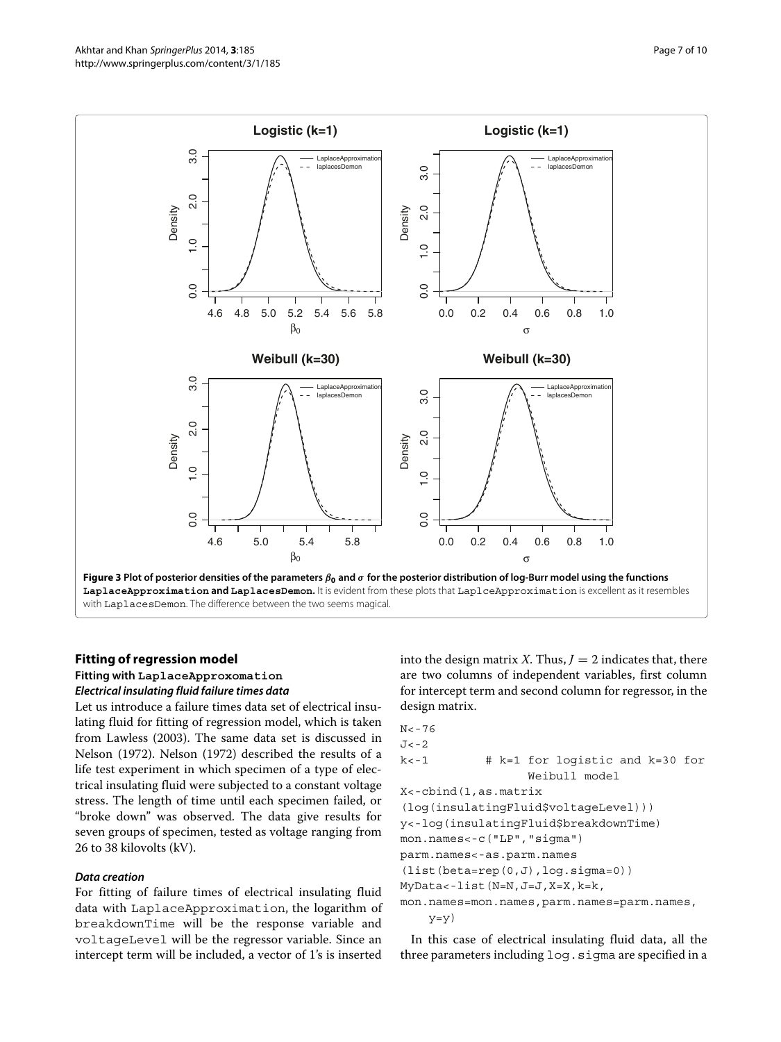**Figure 3 Plot of posterior densities of the parameters $\beta_0$ and $\sigma$ for the posterior distribution of log-Burr model using the functions LaplaceApproximation and LaplacesDemon.** It is evident from these plots that LaplceApproximation is excellent as it resembles with LaplacesDemon. The difference between the two seems magical.

## Fitting of regression model

### Fitting with LaplaceApproxomation

#### *Electrical insulating fluid failure times data*

Let us introduce a failure times data set of electrical insulating fluid for fitting of regression model, which is taken from Lawless (2003). The same data set is discussed in Nelson (1972). Nelson (1972) described the results of a life test experiment in which specimen of a type of electrical insulating fluid were subjected to a constant voltage stress. The length of time until each specimen failed, or "broke down" was observed. The data give results for seven groups of specimen, tested as voltage ranging from 26 to 38 kilovolts (kV).

#### *Data creation*

For fitting of failure times of electrical insulating fluid data with LaplaceApproximation, the logarithm of breakdownTime will be the response variable and voltageLevel will be the regressor variable. Since an intercept term will be included, a vector of 1's is inserted into the design matrix $X$. Thus, $J = 2$ indicates that, there are two columns of independent variables, first column for intercept term and second column for regressor, in the design matrix.

```
N<-76
J<-2
k<-1         # k=1 for logistic and k=30 for
                      Weibull model
X<-cbind(1,as.matrix
(log(insulatingFluid$voltageLevel)))
y<-log(insulatingFluid$breakdownTime)
mon.names<-c("LP","sigma")
parm.names<-as.parm.names
(list(beta=rep(0,J),log.sigma=0))
MyData<-list(N=N,J=J,X=X,k=k,
mon.names=mon.names,parm.names=parm.names,
    y=y)
```

In this case of electrical insulating fluid data, all the three parameters including log.sigma are specified in a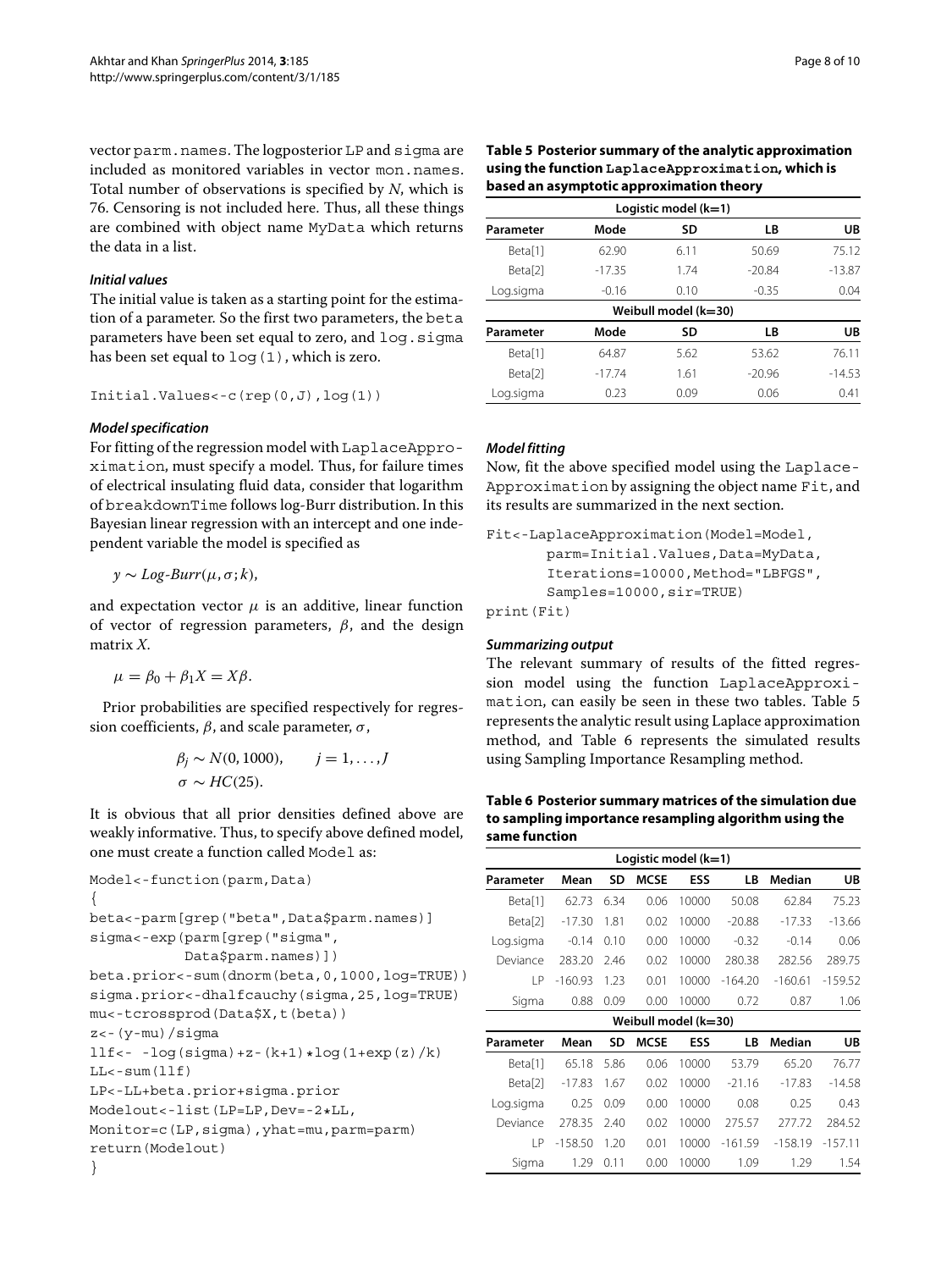vector `parm.names`. The logposterior LP and `sigma` are included as monitored variables in vector `mon.names`. Total number of observations is specified by $N$, which is 76. Censoring is not included here. Thus, all these things are combined with object name `MyData` which returns the data in a list.

#### *Initial values*

The initial value is taken as a starting point for the estimation of a parameter. So the first two parameters, the `beta` parameters have been set equal to zero, and `log.sigma` has been set equal to `log(1)`, which is zero.

```
Initial.Values<-c(rep(0,J),log(1))
```

#### *Model specification*

For fitting of the regression model with `LaplaceApproximation`, must specify a model. Thus, for failure times of electrical insulating fluid data, consider that logarithm of `breakdownTime` follows log-Burr distribution. In this Bayesian linear regression with an intercept and one independent variable the model is specified as

$$y \sim \textit{Log-Burr}(\mu, \sigma; k),$$

and expectation vector $\mu$ is an additive, linear function of vector of regression parameters, $\beta$, and the design matrix $X$.

$$\mu = \beta_0 + \beta_1 X = X\beta.$$

Prior probabilities are specified respectively for regression coefficients, $\beta$, and scale parameter, $\sigma$,

$$\beta_j \sim N(0, 1000), \qquad j = 1, \ldots, J$$
$$\sigma \sim HC(25).$$

It is obvious that all prior densities defined above are weakly informative. Thus, to specify above defined model, one must create a function called `Model` as:

```
Model<-function(parm,Data)
{
beta<-parm[grep("beta",Data$parm.names)]
sigma<-exp(parm[grep("sigma",
           Data$parm.names)])
beta.prior<-sum(dnorm(beta,0,1000,log=TRUE))
sigma.prior<-dhalfcauchy(sigma,25,log=TRUE)
mu<-tcrossprod(Data$X,t(beta))
z<-(y-mu)/sigma
llf<- -log(sigma)+z-(k+1)*log(1+exp(z)/k)
LL<-sum(llf)
LP<-LL+beta.prior+sigma.prior
Modelout<-list(LP=LP,Dev=-2*LL,
Monitor=c(LP,sigma),yhat=mu,parm=parm)
return(Modelout)
}
```

**Table 5 Posterior summary of the analytic approximation using the function `LaplaceApproximation`, which is based an asymptotic approximation theory**

| Parameter | Mode | SD | LB | UB |
|---|---|---|---|---|
| **Logistic model (k=1)** | | | | |
| Beta[1] | 62.90 | 6.11 | 50.69 | 75.12 |
| Beta[2] | -17.35 | 1.74 | -20.84 | -13.87 |
| Log.sigma | -0.16 | 0.10 | -0.35 | 0.04 |
| **Weibull model (k=30)** | | | | |
| Beta[1] | 64.87 | 5.62 | 53.62 | 76.11 |
| Beta[2] | -17.74 | 1.61 | -20.96 | -14.53 |
| Log.sigma | 0.23 | 0.09 | 0.06 | 0.41 |

#### *Model fitting*

Now, fit the above specified model using the `LaplaceApproximation` by assigning the object name `Fit`, and its results are summarized in the next section.

```
Fit<-LaplaceApproximation(Model=Model,
       parm=Initial.Values,Data=MyData,
       Iterations=10000,Method="LBFGS",
       Samples=10000,sir=TRUE)
print(Fit)
```

#### *Summarizing output*

The relevant summary of results of the fitted regression model using the function `LaplaceApproximation`, can easily be seen in these two tables. Table 5 represents the analytic result using Laplace approximation method, and Table 6 represents the simulated results using Sampling Importance Resampling method.

**Table 6 Posterior summary matrices of the simulation due to sampling importance resampling algorithm using the same function**

| Parameter | Mean | SD | MCSE | ESS | LB | Median | UB |
|---|---|---|---|---|---|---|---|
| **Logistic model (k=1)** | | | | | | | |
| Beta[1] | 62.73 | 6.34 | 0.06 | 10000 | 50.08 | 62.84 | 75.23 |
| Beta[2] | -17.30 | 1.81 | 0.02 | 10000 | -20.88 | -17.33 | -13.66 |
| Log.sigma | -0.14 | 0.10 | 0.00 | 10000 | -0.32 | -0.14 | 0.06 |
| Deviance | 283.20 | 2.46 | 0.02 | 10000 | 280.38 | 282.56 | 289.75 |
| LP | -160.93 | 1.23 | 0.01 | 10000 | -164.20 | -160.61 | -159.52 |
| Sigma | 0.88 | 0.09 | 0.00 | 10000 | 0.72 | 0.87 | 1.06 |
| **Weibull model (k=30)** | | | | | | | |
| Beta[1] | 65.18 | 5.86 | 0.06 | 10000 | 53.79 | 65.20 | 76.77 |
| Beta[2] | -17.83 | 1.67 | 0.02 | 10000 | -21.16 | -17.83 | -14.58 |
| Log.sigma | 0.25 | 0.09 | 0.00 | 10000 | 0.08 | 0.25 | 0.43 |
| Deviance | 278.35 | 2.40 | 0.02 | 10000 | 275.57 | 277.72 | 284.52 |
| LP | -158.50 | 1.20 | 0.01 | 10000 | -161.59 | -158.19 | -157.11 |
| Sigma | 1.29 | 0.11 | 0.00 | 10000 | 1.09 | 1.29 | 1.54 |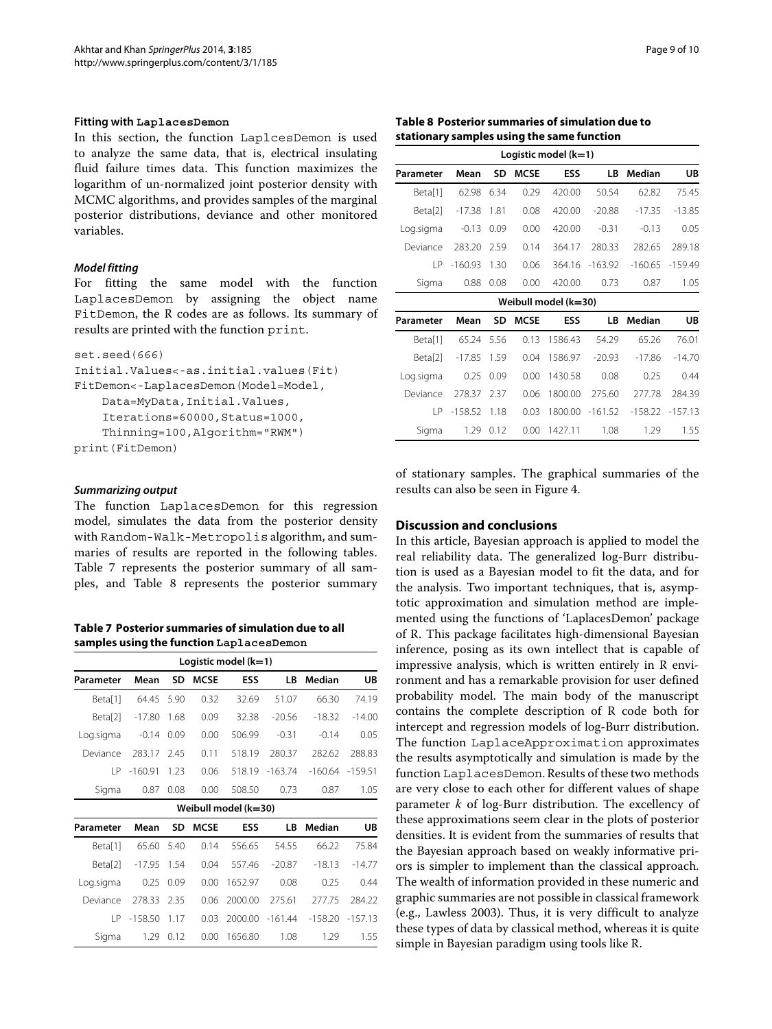### Fitting with LaplacesDemon

In this section, the function LaplcesDemon is used to analyze the same data, that is, electrical insulating fluid failure times data. This function maximizes the logarithm of un-normalized joint posterior density with MCMC algorithms, and provides samples of the marginal posterior distributions, deviance and other monitored variables.

#### *Model fitting*

For fitting the same model with the function LaplacesDemon by assigning the object name FitDemon, the R codes are as follows. Its summary of results are printed with the function print.

```
set.seed(666)
Initial.Values<-as.initial.values(Fit)
FitDemon<-LaplacesDemon(Model=Model,
    Data=MyData,Initial.Values,
    Iterations=60000,Status=1000,
    Thinning=100,Algorithm="RWM")
print(FitDemon)
```

#### *Summarizing output*

The function LaplacesDemon for this regression model, simulates the data from the posterior density with Random-Walk-Metropolis algorithm, and summaries of results are reported in the following tables. Table 7 represents the posterior summary of all samples, and Table 8 represents the posterior summary of stationary samples. The graphical summaries of the results can also be seen in Figure 4.

**Table 7 Posterior summaries of simulation due to all samples using the function LaplacesDemon**

| Logistic model (k=1) | | | | | | | |
|---|---|---|---|---|---|---|---|
| Parameter | Mean | SD | MCSE | ESS | LB | Median | UB |
| Beta[1] | 64.45 | 5.90 | 0.32 | 32.69 | 51.07 | 66.30 | 74.19 |
| Beta[2] | -17.80 | 1.68 | 0.09 | 32.38 | -20.56 | -18.32 | -14.00 |
| Log.sigma | -0.14 | 0.09 | 0.00 | 506.99 | -0.31 | -0.14 | 0.05 |
| Deviance | 283.17 | 2.45 | 0.11 | 518.19 | 280.37 | 282.62 | 288.83 |
| LP | -160.91 | 1.23 | 0.06 | 518.19 | -163.74 | -160.64 | -159.51 |
| Sigma | 0.87 | 0.08 | 0.00 | 508.50 | 0.73 | 0.87 | 1.05 |
| **Weibull model (k=30)** | | | | | | | |
| Parameter | Mean | SD | MCSE | ESS | LB | Median | UB |
| Beta[1] | 65.60 | 5.40 | 0.14 | 556.65 | 54.55 | 66.22 | 75.84 |
| Beta[2] | -17.95 | 1.54 | 0.04 | 557.46 | -20.87 | -18.13 | -14.77 |
| Log.sigma | 0.25 | 0.09 | 0.00 | 1652.97 | 0.08 | 0.25 | 0.44 |
| Deviance | 278.33 | 2.35 | 0.06 | 2000.00 | 275.61 | 277.75 | 284.22 |
| LP | -158.50 | 1.17 | 0.03 | 2000.00 | -161.44 | -158.20 | -157.13 |
| Sigma | 1.29 | 0.12 | 0.00 | 1656.80 | 1.08 | 1.29 | 1.55 |

**Table 8 Posterior summaries of simulation due to stationary samples using the same function**

| Logistic model (k=1) | | | | | | | |
|---|---|---|---|---|---|---|---|
| Parameter | Mean | SD | MCSE | ESS | LB | Median | UB |
| Beta[1] | 62.98 | 6.34 | 0.29 | 420.00 | 50.54 | 62.82 | 75.45 |
| Beta[2] | -17.38 | 1.81 | 0.08 | 420.00 | -20.88 | -17.35 | -13.85 |
| Log.sigma | -0.13 | 0.09 | 0.00 | 420.00 | -0.31 | -0.13 | 0.05 |
| Deviance | 283.20 | 2.59 | 0.14 | 364.17 | 280.33 | 282.65 | 289.18 |
| LP | -160.93 | 1.30 | 0.06 | 364.16 | -163.92 | -160.65 | -159.49 |
| Sigma | 0.88 | 0.08 | 0.00 | 420.00 | 0.73 | 0.87 | 1.05 |
| **Weibull model (k=30)** | | | | | | | |
| Parameter | Mean | SD | MCSE | ESS | LB | Median | UB |
| Beta[1] | 65.24 | 5.56 | 0.13 | 1586.43 | 54.29 | 65.26 | 76.01 |
| Beta[2] | -17.85 | 1.59 | 0.04 | 1586.97 | -20.93 | -17.86 | -14.70 |
| Log.sigma | 0.25 | 0.09 | 0.00 | 1430.58 | 0.08 | 0.25 | 0.44 |
| Deviance | 278.37 | 2.37 | 0.06 | 1800.00 | 275.60 | 277.78 | 284.39 |
| LP | -158.52 | 1.18 | 0.03 | 1800.00 | -161.52 | -158.22 | -157.13 |
| Sigma | 1.29 | 0.12 | 0.00 | 1427.11 | 1.08 | 1.29 | 1.55 |

## Discussion and conclusions

In this article, Bayesian approach is applied to model the real reliability data. The generalized log-Burr distribution is used as a Bayesian model to fit the data, and for the analysis. Two important techniques, that is, asymptotic approximation and simulation method are implemented using the functions of 'LaplacesDemon' package of R. This package facilitates high-dimensional Bayesian inference, posing as its own intellect that is capable of impressive analysis, which is written entirely in R environment and has a remarkable provision for user defined probability model. The main body of the manuscript contains the complete description of R code both for intercept and regression models of log-Burr distribution. The function LaplaceApproximation approximates the results asymptotically and simulation is made by the function LaplacesDemon. Results of these two methods are very close to each other for different values of shape parameter $k$ of log-Burr distribution. The excellency of these approximations seem clear in the plots of posterior densities. It is evident from the summaries of results that the Bayesian approach based on weakly informative priors is simpler to implement than the classical approach. The wealth of information provided in these numeric and graphic summaries are not possible in classical framework (e.g., Lawless 2003). Thus, it is very difficult to analyze these types of data by classical method, whereas it is quite simple in Bayesian paradigm using tools like R.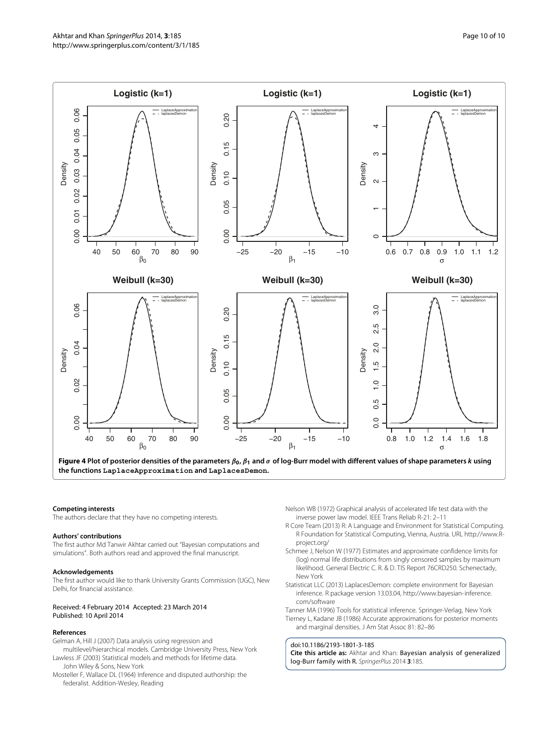Logistic (k=1)

LaplaceApproximation
laplacesDemon

Density

0.00 0.01 0.02 0.03 0.04 0.05 0.06

40 50 60 70 80 90

$\beta_0$

Logistic (k=1)

LaplaceApproximation
laplacesDemon

Density

0.00 0.05 0.10 0.15 0.20

−25 −20 −15 −10

$\beta_1$

Logistic (k=1)

LaplaceApproximation
laplacesDemon

Density

0 1 2 3 4

0.6 0.7 0.8 0.9 1.0 1.1 1.2

$\sigma$

Weibull (k=30)

LaplaceApproximation
laplacesDemon

Density

0.00 0.02 0.04 0.06

40 50 60 70 80 90

$\beta_0$

Weibull (k=30)

LaplaceApproximation
laplacesDemon

Density

0.00 0.05 0.10 0.15 0.20

−25 −20 −15 −10

$\beta_1$

Weibull (k=30)

LaplaceApproximation
laplacesDemon

Density

0.0 0.5 1.0 1.5 2.0 2.5 3.0

0.8 1.0 1.2 1.4 1.6 1.8

$\sigma$

**Figure 4 Plot of posterior densities of the parameters $\beta_0$, $\beta_1$ and $\sigma$ of log-Burr model with different values of shape parameters $k$ using the functions `LaplaceApproximation` and `LaplacesDemon`.**

#### Competing interests
The authors declare that they have no competing interests.

#### Authors' contributions
The first author Md Tanwir Akhtar carried out "Bayesian computations and simulations". Both authors read and approved the final manuscript.

#### Acknowledgements
The first author would like to thank University Grants Commission (UGC), New Delhi, for financial assistance.

Received: 4 February 2014 Accepted: 23 March 2014
Published: 10 April 2014

#### References
Gelman A, Hill J (2007) Data analysis using regression and multilevel/hierarchical models. Cambridge University Press, New York

Lawless JF (2003) Statistical models and methods for lifetime data. John Wiley & Sons, New York

Mosteller F, Wallace DL (1964) Inference and disputed authorship: the federalist. Addition-Wesley, Reading

Nelson WB (1972) Graphical analysis of accelerated life test data with the inverse power law model. IEEE Trans Reliab R-21: 2–11

R Core Team (2013) R: A Language and Environment for Statistical Computing. R Foundation for Statistical Computing, Vienna, Austria. URL http://www.R-project.org/

Schmee J, Nelson W (1977) Estimates and approximate confidence limits for (log) normal life distributions from singly censored samples by maximum likelihood. General Electric C. R. & D. TIS Report 76CRD250. Schenectady, New York

Statisticat LLC (2013) LaplacesDemon: complete environment for Bayesian inference. R package version 13.03.04, http://www.bayesian-inference.com/software

Tanner MA (1996) Tools for statistical inference. Springer-Verlag, New York

Tierney L, Kadane JB (1986) Accurate approximations for posterior moments and marginal densities. J Am Stat Assoc 81: 82–86

doi:10.1186/2193-1801-3-185
**Cite this article as:** Akhtar and Khan: **Bayesian analysis of generalized log-Burr family with R.** *SpringerPlus* 2014 **3**:185.